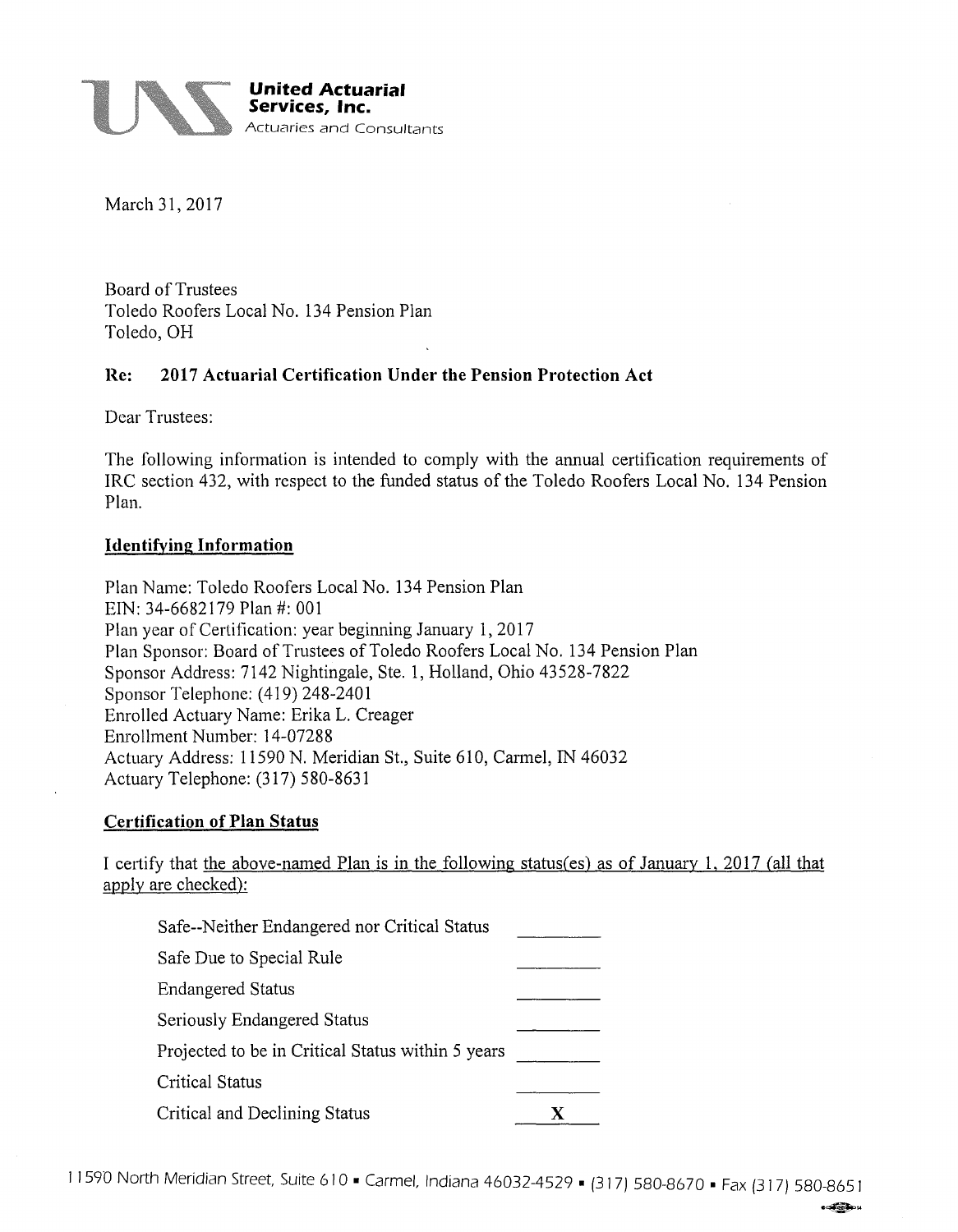**United Actuarial Services, Inc.**
Actuaries and Consultants

March 31, 2017

Board of Trustees
Toledo Roofers Local No. 134 Pension Plan
Toledo, OH

**Re: 2017 Actuarial Certification Under the Pension Protection Act**

Dear Trustees:

The following information is intended to comply with the annual certification requirements of IRC section 432, with respect to the funded status of the Toledo Roofers Local No. 134 Pension Plan.

## Identifying Information

Plan Name: Toledo Roofers Local No. 134 Pension Plan
EIN: 34-6682179 Plan #: 001
Plan year of Certification: year beginning January 1, 2017
Plan Sponsor: Board of Trustees of Toledo Roofers Local No. 134 Pension Plan
Sponsor Address: 7142 Nightingale, Ste. 1, Holland, Ohio 43528-7822
Sponsor Telephone: (419) 248-2401
Enrolled Actuary Name: Erika L. Creager
Enrollment Number: 14-07288
Actuary Address: 11590 N. Meridian St., Suite 610, Carmel, IN 46032
Actuary Telephone: (317) 580-8631

## Certification of Plan Status

I certify that the above-named Plan is in the following status(es) as of January 1, 2017 (all that apply are checked):

| Status | |
|---|---|
| Safe--Neither Endangered nor Critical Status | |
| Safe Due to Special Rule | |
| Endangered Status | |
| Seriously Endangered Status | |
| Projected to be in Critical Status within 5 years | |
| Critical Status | |
| Critical and Declining Status | X |

11590 North Meridian Street, Suite 610 • Carmel, Indiana 46032-4529 • (317) 580-8670 • Fax (317) 580-8651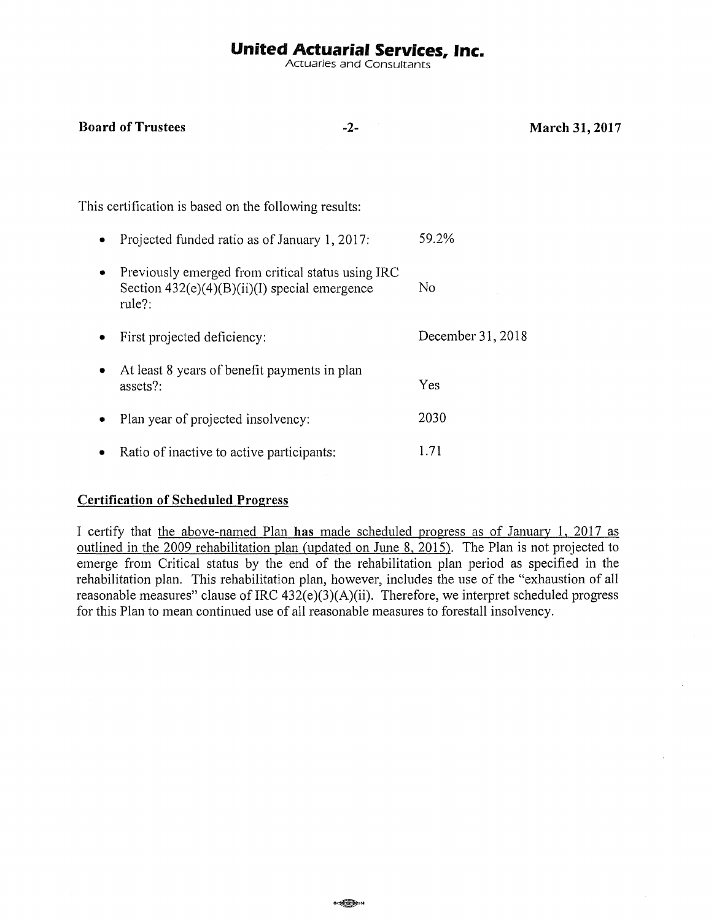This certification is based on the following results:

- Projected funded ratio as of January 1, 2017: 59.2%
- Previously emerged from critical status using IRC Section 432(e)(4)(B)(ii)(I) special emergence rule?: No
- First projected deficiency: December 31, 2018
- At least 8 years of benefit payments in plan assets?: Yes
- Plan year of projected insolvency: 2030
- Ratio of inactive to active participants: 1.71

**Certification of Scheduled Progress**

I certify that the above-named Plan **has** made scheduled progress as of January 1, 2017 as outlined in the 2009 rehabilitation plan (updated on June 8, 2015). The Plan is not projected to emerge from Critical status by the end of the rehabilitation plan period as specified in the rehabilitation plan. This rehabilitation plan, however, includes the use of the "exhaustion of all reasonable measures" clause of IRC 432(e)(3)(A)(ii). Therefore, we interpret scheduled progress for this Plan to mean continued use of all reasonable measures to forestall insolvency.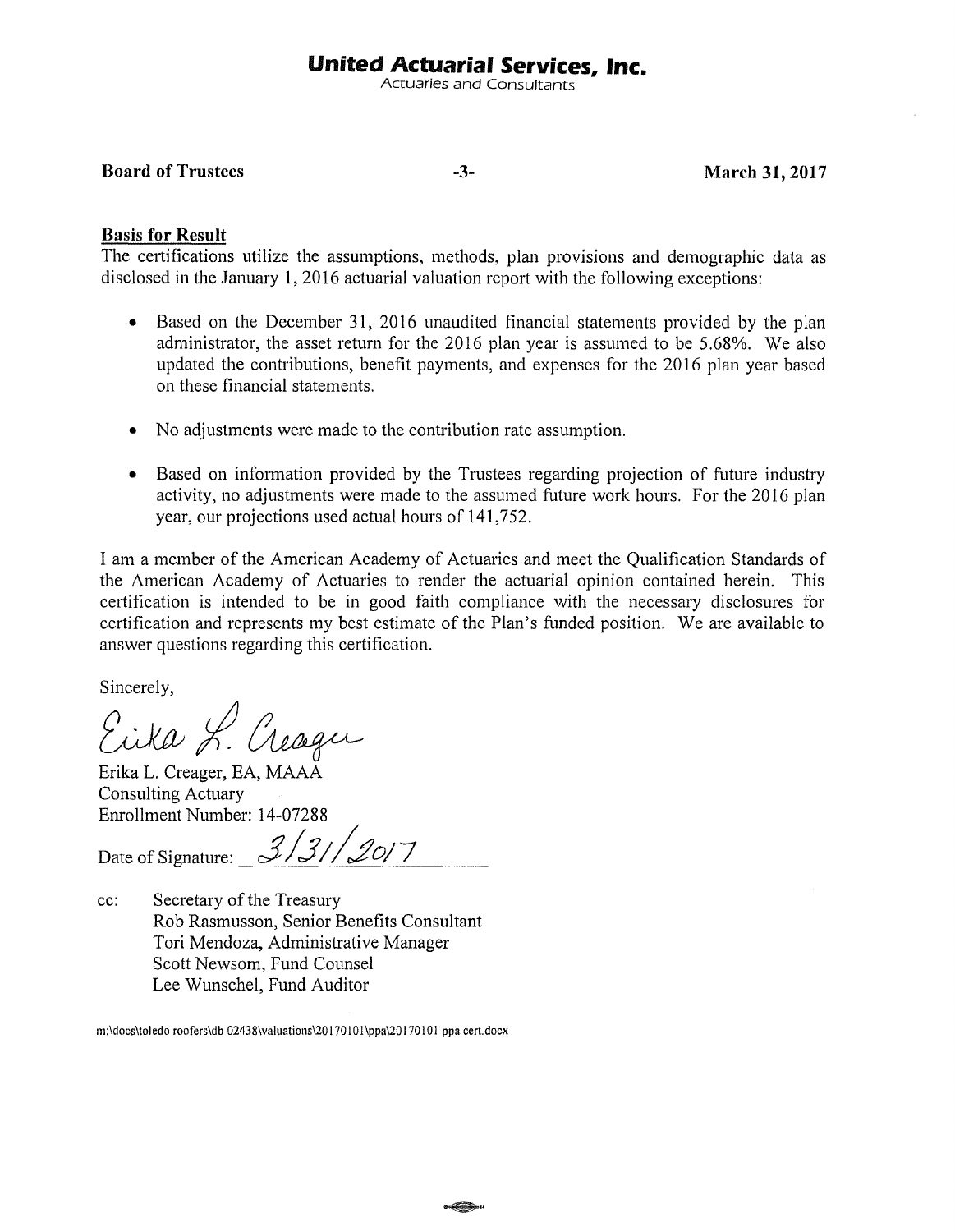## Basis for Result

The certifications utilize the assumptions, methods, plan provisions and demographic data as disclosed in the January 1, 2016 actuarial valuation report with the following exceptions:

- Based on the December 31, 2016 unaudited financial statements provided by the plan administrator, the asset return for the 2016 plan year is assumed to be 5.68%. We also updated the contributions, benefit payments, and expenses for the 2016 plan year based on these financial statements.
- No adjustments were made to the contribution rate assumption.
- Based on information provided by the Trustees regarding projection of future industry activity, no adjustments were made to the assumed future work hours. For the 2016 plan year, our projections used actual hours of 141,752.

I am a member of the American Academy of Actuaries and meet the Qualification Standards of the American Academy of Actuaries to render the actuarial opinion contained herein. This certification is intended to be in good faith compliance with the necessary disclosures for certification and represents my best estimate of the Plan's funded position. We are available to answer questions regarding this certification.

Sincerely,

Erika L. Creager

Erika L. Creager, EA, MAAA
Consulting Actuary
Enrollment Number: 14-07288

Date of Signature: 3/31/2017

cc: Secretary of the Treasury
Rob Rasmusson, Senior Benefits Consultant
Tori Mendoza, Administrative Manager
Scott Newsom, Fund Counsel
Lee Wunschel, Fund Auditor

m:\docs\toledo roofers\db 02438\valuations\20170101\ppa\20170101 ppa cert.docx